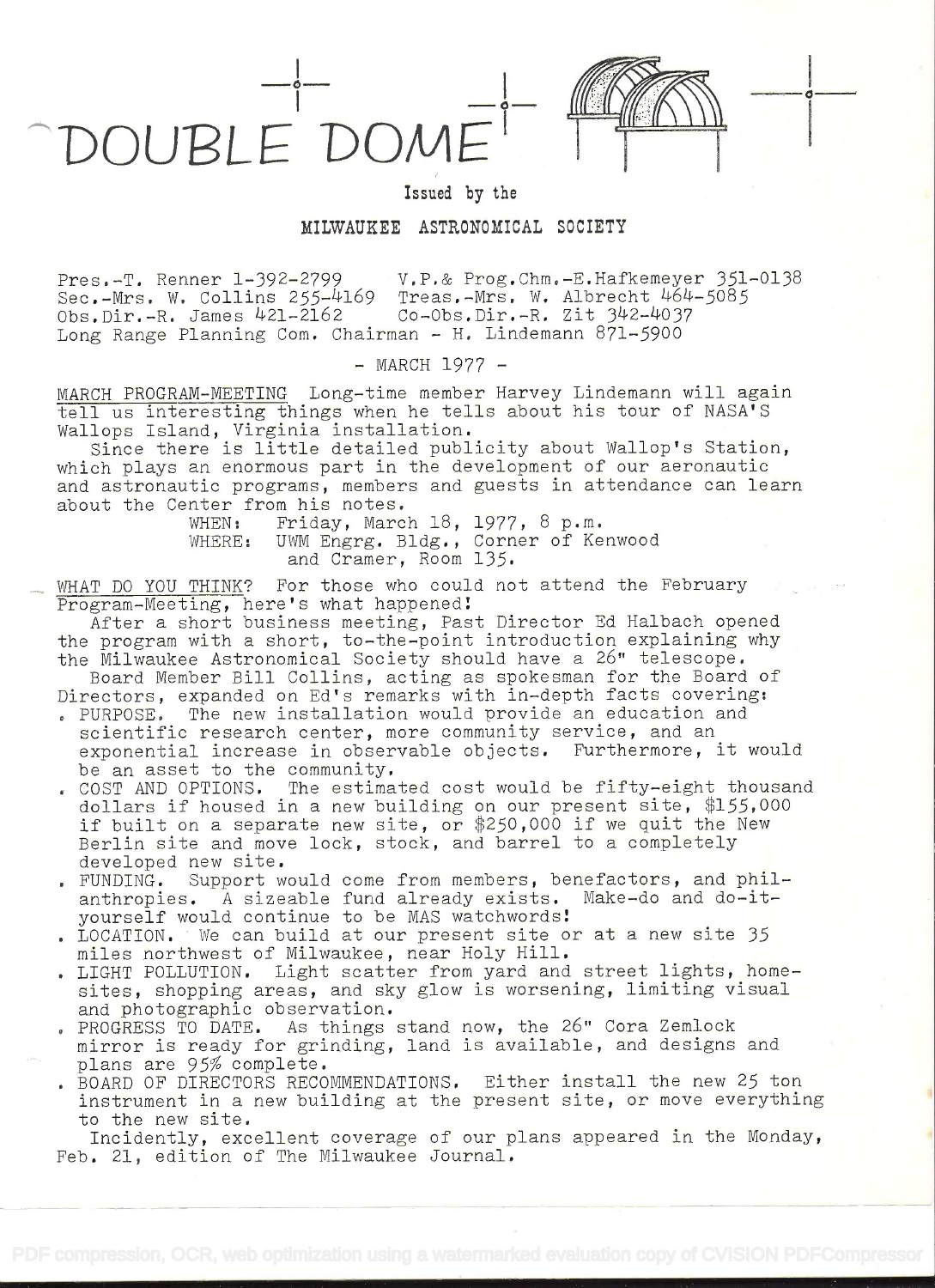# DOUBLE DOME

Issued by the

**MILWAUKEE ASTRONOMICAL SOCIETY**

Pres.-T. Renner 1-392-2799 V.P.& Prog.Chm.-E.Hafkemeyer 351-0138
Sec.-Mrs. W. Collins 255-4169 Treas.-Mrs. W. Albrecht 464-5085
Obs.Dir.-R. James 421-2162 Co-Obs.Dir.-R. Zit 342-4037
Long Range Planning Com. Chairman - H. Lindemann 871-5900

- MARCH 1977 -

MARCH PROGRAM-MEETING Long-time member Harvey Lindemann will again tell us interesting things when he tells about his tour of NASA'S Wallops Island, Virginia installation.

Since there is little detailed publicity about Wallop's Station, which plays an enormous part in the development of our aeronautic and astronautic programs, members and guests in attendance can learn about the Center from his notes.

WHEN: Friday, March 18, 1977, 8 p.m.
WHERE: UWM Engrg. Bldg., Corner of Kenwood and Cramer, Room 135.

WHAT DO YOU THINK? For those who could not attend the February Program-Meeting, here's what happened!

After a short business meeting, Past Director Ed Halbach opened the program with a short, to-the-point introduction explaining why the Milwaukee Astronomical Society should have a 26" telescope.

Board Member Bill Collins, acting as spokesman for the Board of Directors, expanded on Ed's remarks with in-depth facts covering:

- PURPOSE. The new installation would provide an education and scientific research center, more community service, and an exponential increase in observable objects. Furthermore, it would be an asset to the community.
- COST AND OPTIONS. The estimated cost would be fifty-eight thousand dollars if housed in a new building on our present site, $155,000 if built on a separate new site, or $250,000 if we quit the New Berlin site and move lock, stock, and barrel to a completely developed new site.
- FUNDING. Support would come from members, benefactors, and philanthropies. A sizeable fund already exists. Make-do and do-it-yourself would continue to be MAS watchwords!
- LOCATION. We can build at our present site or at a new site 35 miles northwest of Milwaukee, near Holy Hill.
- LIGHT POLLUTION. Light scatter from yard and street lights, homesites, shopping areas, and sky glow is worsening, limiting visual and photographic observation.
- PROGRESS TO DATE. As things stand now, the 26" Cora Zemlock mirror is ready for grinding, land is available, and designs and plans are 95% complete.
- BOARD OF DIRECTORS RECOMMENDATIONS. Either install the new 25 ton instrument in a new building at the present site, or move everything to the new site.

Incidently, excellent coverage of our plans appeared in the Monday, Feb. 21, edition of The Milwaukee Journal.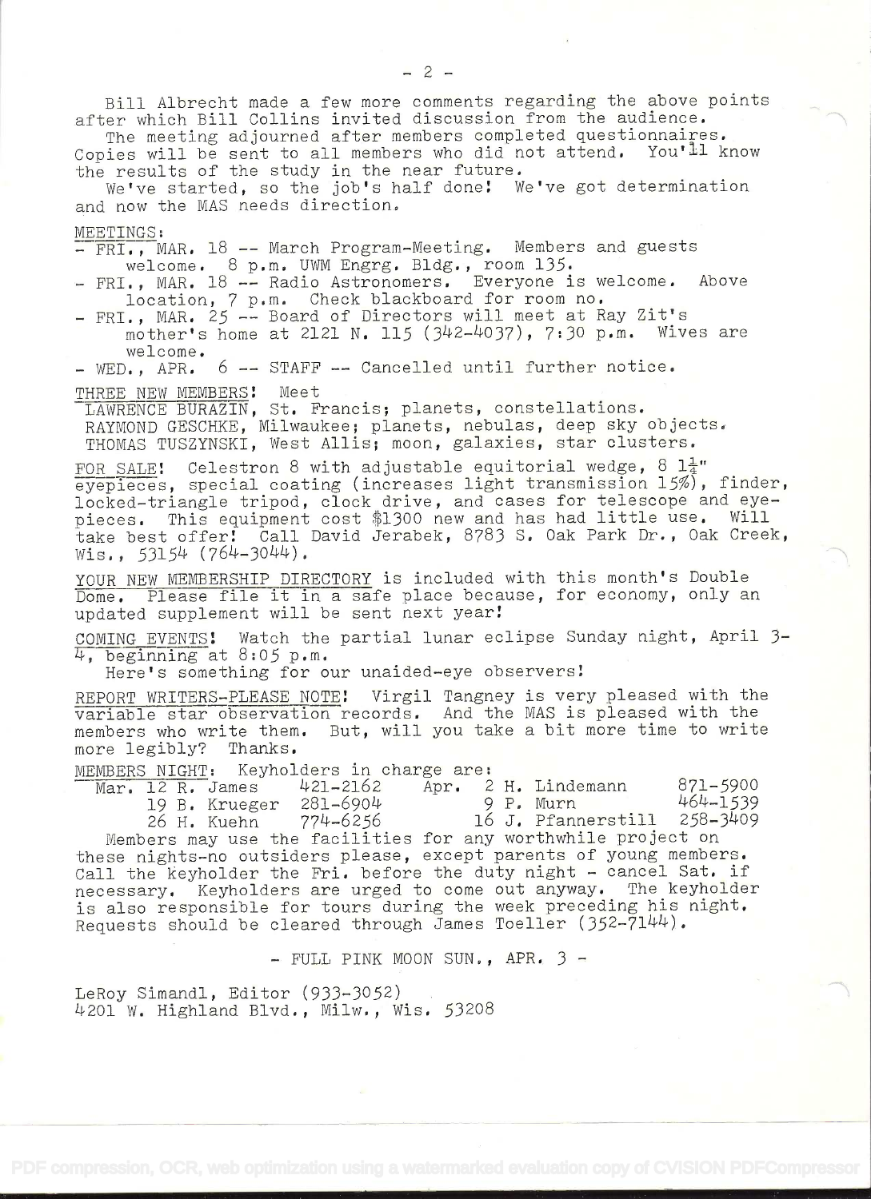Bill Albrecht made a few more comments regarding the above points after which Bill Collins invited discussion from the audience.

The meeting adjourned after members completed questionnaires. Copies will be sent to all members who did not attend. You'll know the results of the study in the near future.

We've started, so the job's half done! We've got determination and now the MAS needs direction.

MEETINGS:

- FRI., MAR. 18 -- March Program-Meeting. Members and guests welcome. 8 p.m. UWM Engrg. Bldg., room 135.
- FRI., MAR. 18 -- Radio Astronomers. Everyone is welcome. Above location, 7 p.m. Check blackboard for room no.
- FRI., MAR. 25 -- Board of Directors will meet at Ray Zit's mother's home at 2121 N. 115 (342-4037), 7:30 p.m. Wives are welcome.
- WED., APR. 6 -- STAFF -- Cancelled until further notice.

THREE NEW MEMBERS! Meet

LAWRENCE BURAZIN, St. Francis; planets, constellations.
RAYMOND GESCHKE, Milwaukee; planets, nebulas, deep sky objects.
THOMAS TUSZYNSKI, West Allis; moon, galaxies, star clusters.

FOR SALE! Celestron 8 with adjustable equitorial wedge, 8 1¼" eyepieces, special coating (increases light transmission 15%), finder, locked-triangle tripod, clock drive, and cases for telescope and eyepieces. This equipment cost $1300 new and has had little use. Will take best offer! Call David Jerabek, 8783 S. Oak Park Dr., Oak Creek, Wis., 53154 (764-3044).

YOUR NEW MEMBERSHIP DIRECTORY is included with this month's Double Dome. Please file it in a safe place because, for economy, only an updated supplement will be sent next year!

COMING EVENTS! Watch the partial lunar eclipse Sunday night, April 3-4, beginning at 8:05 p.m.

Here's something for our unaided-eye observers!

REPORT WRITERS-PLEASE NOTE! Virgil Tangney is very pleased with the variable star observation records. And the MAS is pleased with the members who write them. But, will you take a bit more time to write more legibly? Thanks.

MEMBERS NIGHT: Keyholders in charge are:

| | | | | | |
|---|---|---|---|---|---|
| Mar. 12 | R. James | 421-2162 | Apr. 2 | H. Lindemann | 871-5900 |
| 19 | B. Krueger | 281-6904 | 9 | P. Murn | 464-1539 |
| 26 | H. Kuehn | 774-6256 | 16 | J. Pfannerstill | 258-3409 |

Members may use the facilities for any worthwhile project on these nights-no outsiders please, except parents of young members. Call the keyholder the Fri. before the duty night - cancel Sat. if necessary. Keyholders are urged to come out anyway. The keyholder is also responsible for tours during the week preceding his night. Requests should be cleared through James Toeller (352-7144).

- FULL PINK MOON SUN., APR. 3 -

LeRoy Simandl, Editor (933-3052)
4201 W. Highland Blvd., Milw., Wis. 53208